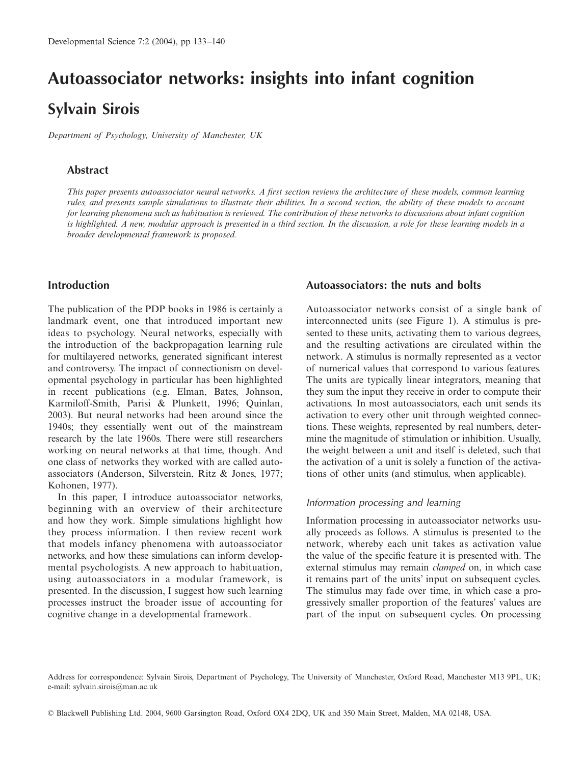# Autoassociator networks: insights into infant cognition

## Sylvain Sirois

*Department of Psychology, University of Manchester, UK*

### Abstract

*This paper presents autoassociator neural networks. A first section reviews the architecture of these models, common learning rules, and presents sample simulations to illustrate their abilities. In a second section, the ability of these models to account for learning phenomena such as habituation is reviewed. The contribution of these networks to discussions about infant cognition is highlighted. A new, modular approach is presented in a third section. In the discussion, a role for these learning models in a broader developmental framework is proposed.*

## Introduction

The publication of the PDP books in 1986 is certainly a landmark event, one that introduced important new ideas to psychology. Neural networks, especially with the introduction of the backpropagation learning rule for multilayered networks, generated significant interest and controversy. The impact of connectionism on developmental psychology in particular has been highlighted in recent publications (e.g. Elman, Bates, Johnson, Karmiloff-Smith, Parisi & Plunkett, 1996; Quinlan, 2003). But neural networks had been around since the 1940s; they essentially went out of the mainstream research by the late 1960s. There were still researchers working on neural networks at that time, though. And one class of networks they worked with are called autoassociators (Anderson, Silverstein, Ritz & Jones, 1977; Kohonen, 1977).

In this paper, I introduce autoassociator networks, beginning with an overview of their architecture and how they work. Simple simulations highlight how they process information. I then review recent work that models infancy phenomena with autoassociator networks, and how these simulations can inform developmental psychologists. A new approach to habituation, using autoassociators in a modular framework, is presented. In the discussion, I suggest how such learning processes instruct the broader issue of accounting for cognitive change in a developmental framework.

## Autoassociators: the nuts and bolts

Autoassociator networks consist of a single bank of interconnected units (see Figure 1). A stimulus is presented to these units, activating them to various degrees, and the resulting activations are circulated within the network. A stimulus is normally represented as a vector of numerical values that correspond to various features. The units are typically linear integrators, meaning that they sum the input they receive in order to compute their activations. In most autoassociators, each unit sends its activation to every other unit through weighted connections. These weights, represented by real numbers, determine the magnitude of stimulation or inhibition. Usually, the weight between a unit and itself is deleted, such that the activation of a unit is solely a function of the activations of other units (and stimulus, when applicable).

### *Information processing and learning*

Information processing in autoassociator networks usually proceeds as follows. A stimulus is presented to the network, whereby each unit takes as activation value the value of the specific feature it is presented with. The external stimulus may remain *clamped* on, in which case it remains part of the units' input on subsequent cycles. The stimulus may fade over time, in which case a progressively smaller proportion of the features' values are part of the input on subsequent cycles. On processing

Address for correspondence: Sylvain Sirois, Department of Psychology, The University of Manchester, Oxford Road, Manchester M13 9PL, UK; e-mail: sylvain.sirois@man.ac.uk

© Blackwell Publishing Ltd. 2004, 9600 Garsington Road, Oxford OX4 2DQ, UK and 350 Main Street, Malden, MA 02148, USA.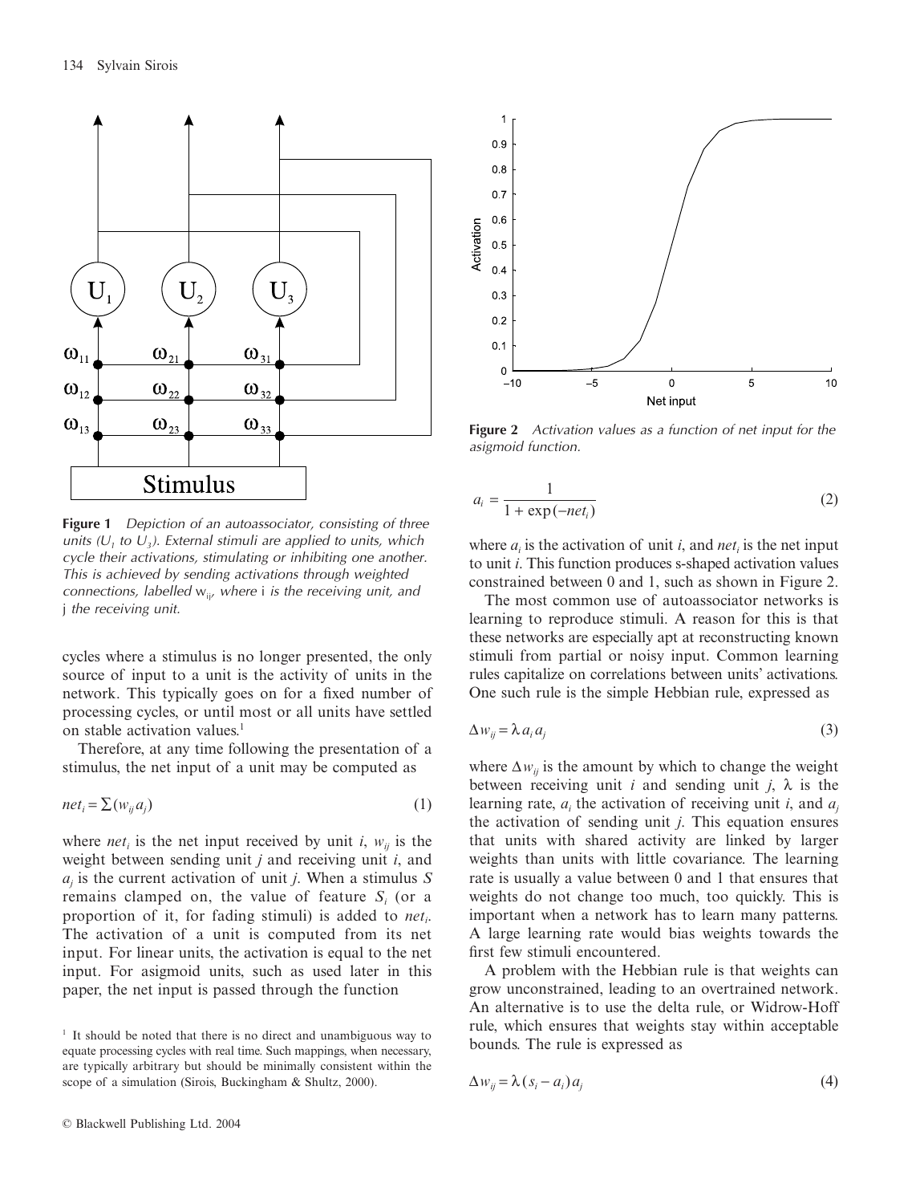U1 U2 U3

ω11 ω21 ω31

ω12 ω22 ω32

ω13 ω23 ω33

Stimulus

**Figure 1** *Depiction of an autoassociator, consisting of three units ($U_1$ to $U_3$). External stimuli are applied to units, which cycle their activations, stimulating or inhibiting one another. This is achieved by sending activations through weighted connections, labelled* $w_{ij}$, *where* i *is the receiving unit, and* j *the receiving unit.*

cycles where a stimulus is no longer presented, the only source of input to a unit is the activity of units in the network. This typically goes on for a fixed number of processing cycles, or until most or all units have settled on stable activation values.[1]

Therefore, at any time following the presentation of a stimulus, the net input of a unit may be computed as

$$net_i = \Sigma(w_{ij} a_j) \tag{1}$$

where $net_i$ is the net input received by unit $i$, $w_{ij}$ is the weight between sending unit $j$ and receiving unit $i$, and $a_j$ is the current activation of unit $j$. When a stimulus $S$ remains clamped on, the value of feature $S_i$ (or a proportion of it, for fading stimuli) is added to $net_i$. The activation of a unit is computed from its net input. For linear units, the activation is equal to the net input. For asigmoid units, such as used later in this paper, the net input is passed through the function

[1] It should be noted that there is no direct and unambiguous way to equate processing cycles with real time. Such mappings, when necessary, are typically arbitrary but should be minimally consistent within the scope of a simulation (Sirois, Buckingham & Shultz, 2000).

Activation

1
0.9
0.8
0.7
0.6
0.5
0.4
0.3
0.2
0.1
0

–10 –5 0 5 10

Net input

**Figure 2** *Activation values as a function of net input for the asigmoid function.*

$$a_i = \frac{1}{1 + \exp(-net_i)} \tag{2}$$

where $a_i$ is the activation of unit $i$, and $net_i$ is the net input to unit $i$. This function produces s-shaped activation values constrained between 0 and 1, such as shown in Figure 2.

The most common use of autoassociator networks is learning to reproduce stimuli. A reason for this is that these networks are especially apt at reconstructing known stimuli from partial or noisy input. Common learning rules capitalize on correlations between units' activations. One such rule is the simple Hebbian rule, expressed as

$$\Delta w_{ij} = \lambda a_i a_j \tag{3}$$

where $\Delta w_{ij}$ is the amount by which to change the weight between receiving unit $i$ and sending unit $j$, $\lambda$ is the learning rate, $a_i$ the activation of receiving unit $i$, and $a_j$ the activation of sending unit $j$. This equation ensures that units with shared activity are linked by larger weights than units with little covariance. The learning rate is usually a value between 0 and 1 that ensures that weights do not change too much, too quickly. This is important when a network has to learn many patterns. A large learning rate would bias weights towards the first few stimuli encountered.

A problem with the Hebbian rule is that weights can grow unconstrained, leading to an overtrained network. An alternative is to use the delta rule, or Widrow-Hoff rule, which ensures that weights stay within acceptable bounds. The rule is expressed as

$$\Delta w_{ij} = \lambda (s_i - a_i) a_j \tag{4}$$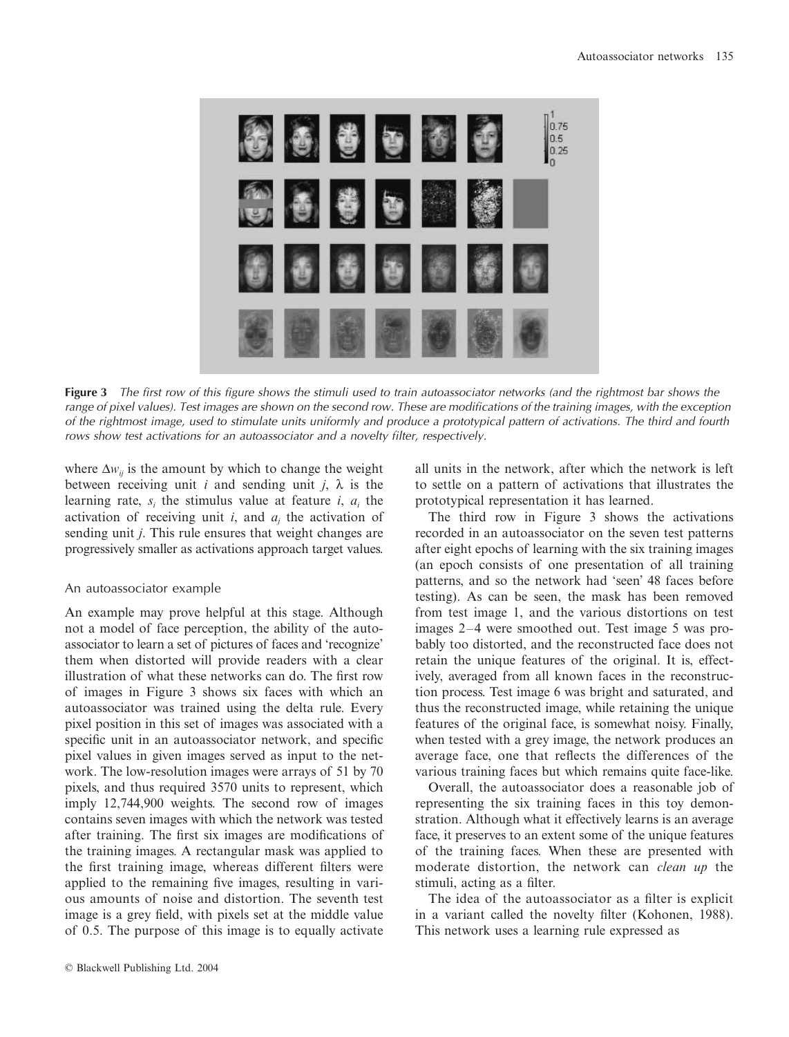1
0.75
0.5
0.25
0

**Figure 3** *The first row of this figure shows the stimuli used to train autoassociator networks (and the rightmost bar shows the range of pixel values). Test images are shown on the second row. These are modifications of the training images, with the exception of the rightmost image, used to stimulate units uniformly and produce a prototypical pattern of activations. The third and fourth rows show test activations for an autoassociator and a novelty filter, respectively.*

where $\Delta w_{ij}$ is the amount by which to change the weight between receiving unit $i$ and sending unit $j$, $\lambda$ is the learning rate, $s_i$ the stimulus value at feature $i$, $a_i$ the activation of receiving unit $i$, and $a_j$ the activation of sending unit $j$. This rule ensures that weight changes are progressively smaller as activations approach target values.

### An autoassociator example

An example may prove helpful at this stage. Although not a model of face perception, the ability of the autoassociator to learn a set of pictures of faces and 'recognize' them when distorted will provide readers with a clear illustration of what these networks can do. The first row of images in Figure 3 shows six faces with which an autoassociator was trained using the delta rule. Every pixel position in this set of images was associated with a specific unit in an autoassociator network, and specific pixel values in given images served as input to the network. The low-resolution images were arrays of 51 by 70 pixels, and thus required 3570 units to represent, which imply 12,744,900 weights. The second row of images contains seven images with which the network was tested after training. The first six images are modifications of the training images. A rectangular mask was applied to the first training image, whereas different filters were applied to the remaining five images, resulting in various amounts of noise and distortion. The seventh test image is a grey field, with pixels set at the middle value of 0.5. The purpose of this image is to equally activate all units in the network, after which the network is left to settle on a pattern of activations that illustrates the prototypical representation it has learned.

The third row in Figure 3 shows the activations recorded in an autoassociator on the seven test patterns after eight epochs of learning with the six training images (an epoch consists of one presentation of all training patterns, and so the network had 'seen' 48 faces before testing). As can be seen, the mask has been removed from test image 1, and the various distortions on test images 2–4 were smoothed out. Test image 5 was probably too distorted, and the reconstructed face does not retain the unique features of the original. It is, effectively, averaged from all known faces in the reconstruction process. Test image 6 was bright and saturated, and thus the reconstructed image, while retaining the unique features of the original face, is somewhat noisy. Finally, when tested with a grey image, the network produces an average face, one that reflects the differences of the various training faces but which remains quite face-like.

Overall, the autoassociator does a reasonable job of representing the six training faces in this toy demonstration. Although what it effectively learns is an average face, it preserves to an extent some of the unique features of the training faces. When these are presented with moderate distortion, the network can *clean up* the stimuli, acting as a filter.

The idea of the autoassociator as a filter is explicit in a variant called the novelty filter (Kohonen, 1988). This network uses a learning rule expressed as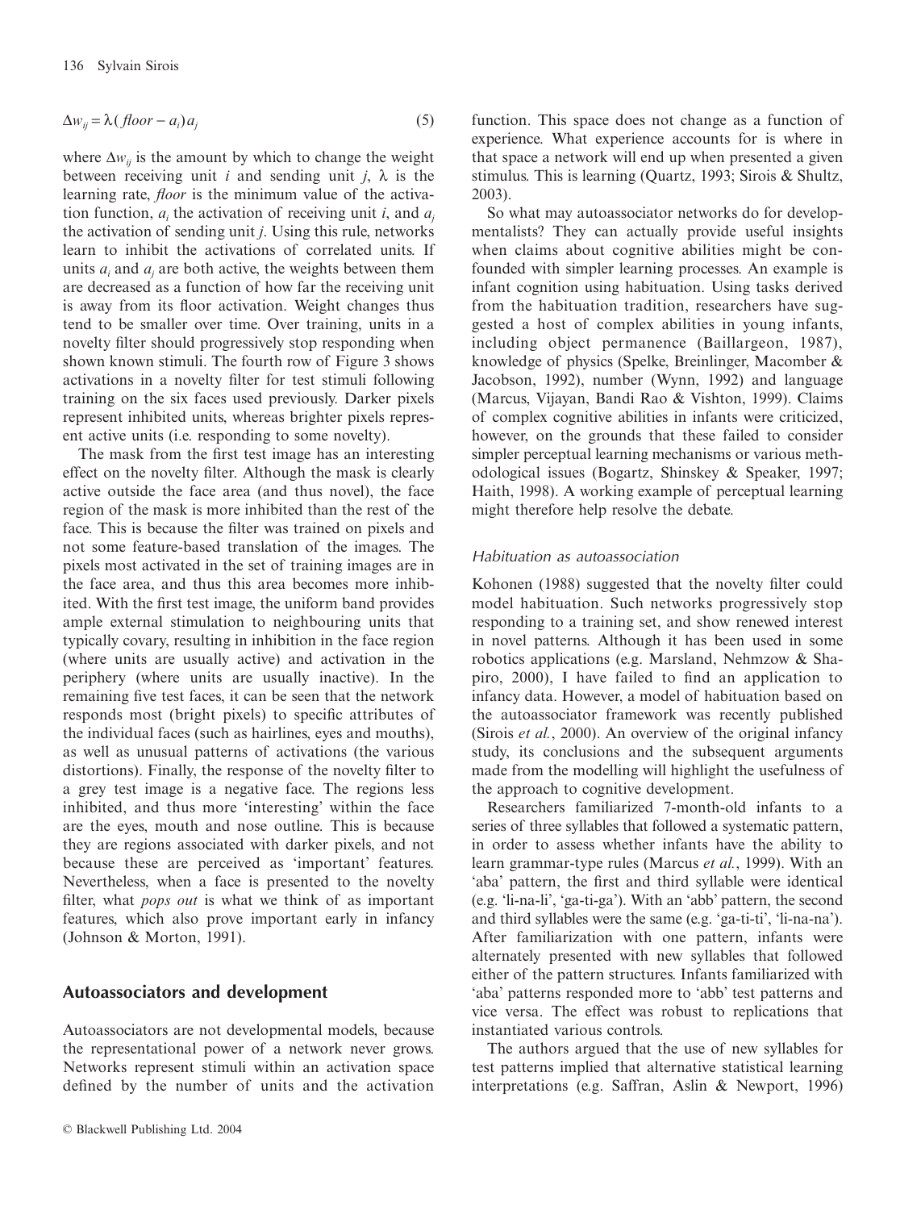$$\Delta w_{ij} = \lambda(floor - a_i)a_j \tag{5}$$

where $\Delta w_{ij}$ is the amount by which to change the weight between receiving unit $i$ and sending unit $j$, $\lambda$ is the learning rate, *floor* is the minimum value of the activation function, $a_i$ the activation of receiving unit $i$, and $a_j$ the activation of sending unit $j$. Using this rule, networks learn to inhibit the activations of correlated units. If units $a_i$ and $a_j$ are both active, the weights between them are decreased as a function of how far the receiving unit is away from its floor activation. Weight changes thus tend to be smaller over time. Over training, units in a novelty filter should progressively stop responding when shown known stimuli. The fourth row of Figure 3 shows activations in a novelty filter for test stimuli following training on the six faces used previously. Darker pixels represent inhibited units, whereas brighter pixels represent active units (i.e. responding to some novelty).

The mask from the first test image has an interesting effect on the novelty filter. Although the mask is clearly active outside the face area (and thus novel), the face region of the mask is more inhibited than the rest of the face. This is because the filter was trained on pixels and not some feature-based translation of the images. The pixels most activated in the set of training images are in the face area, and thus this area becomes more inhibited. With the first test image, the uniform band provides ample external stimulation to neighbouring units that typically covary, resulting in inhibition in the face region (where units are usually active) and activation in the periphery (where units are usually inactive). In the remaining five test faces, it can be seen that the network responds most (bright pixels) to specific attributes of the individual faces (such as hairlines, eyes and mouths), as well as unusual patterns of activations (the various distortions). Finally, the response of the novelty filter to a grey test image is a negative face. The regions less inhibited, and thus more 'interesting' within the face are the eyes, mouth and nose outline. This is because they are regions associated with darker pixels, and not because these are perceived as 'important' features. Nevertheless, when a face is presented to the novelty filter, what *pops out* is what we think of as important features, which also prove important early in infancy (Johnson & Morton, 1991).

## Autoassociators and development

Autoassociators are not developmental models, because the representational power of a network never grows. Networks represent stimuli within an activation space defined by the number of units and the activation function. This space does not change as a function of experience. What experience accounts for is where in that space a network will end up when presented a given stimulus. This is learning (Quartz, 1993; Sirois & Shultz, 2003).

So what may autoassociator networks do for developmentalists? They can actually provide useful insights when claims about cognitive abilities might be confounded with simpler learning processes. An example is infant cognition using habituation. Using tasks derived from the habituation tradition, researchers have suggested a host of complex abilities in young infants, including object permanence (Baillargeon, 1987), knowledge of physics (Spelke, Breinlinger, Macomber & Jacobson, 1992), number (Wynn, 1992) and language (Marcus, Vijayan, Bandi Rao & Vishton, 1999). Claims of complex cognitive abilities in infants were criticized, however, on the grounds that these failed to consider simpler perceptual learning mechanisms or various methodological issues (Bogartz, Shinskey & Speaker, 1997; Haith, 1998). A working example of perceptual learning might therefore help resolve the debate.

### *Habituation as autoassociation*

Kohonen (1988) suggested that the novelty filter could model habituation. Such networks progressively stop responding to a training set, and show renewed interest in novel patterns. Although it has been used in some robotics applications (e.g. Marsland, Nehmzow & Shapiro, 2000), I have failed to find an application to infancy data. However, a model of habituation based on the autoassociator framework was recently published (Sirois *et al.*, 2000). An overview of the original infancy study, its conclusions and the subsequent arguments made from the modelling will highlight the usefulness of the approach to cognitive development.

Researchers familiarized 7-month-old infants to a series of three syllables that followed a systematic pattern, in order to assess whether infants have the ability to learn grammar-type rules (Marcus *et al.*, 1999). With an 'aba' pattern, the first and third syllable were identical (e.g. 'li-na-li', 'ga-ti-ga'). With an 'abb' pattern, the second and third syllables were the same (e.g. 'ga-ti-ti', 'li-na-na'). After familiarization with one pattern, infants were alternately presented with new syllables that followed either of the pattern structures. Infants familiarized with 'aba' patterns responded more to 'abb' test patterns and vice versa. The effect was robust to replications that instantiated various controls.

The authors argued that the use of new syllables for test patterns implied that alternative statistical learning interpretations (e.g. Saffran, Aslin & Newport, 1996)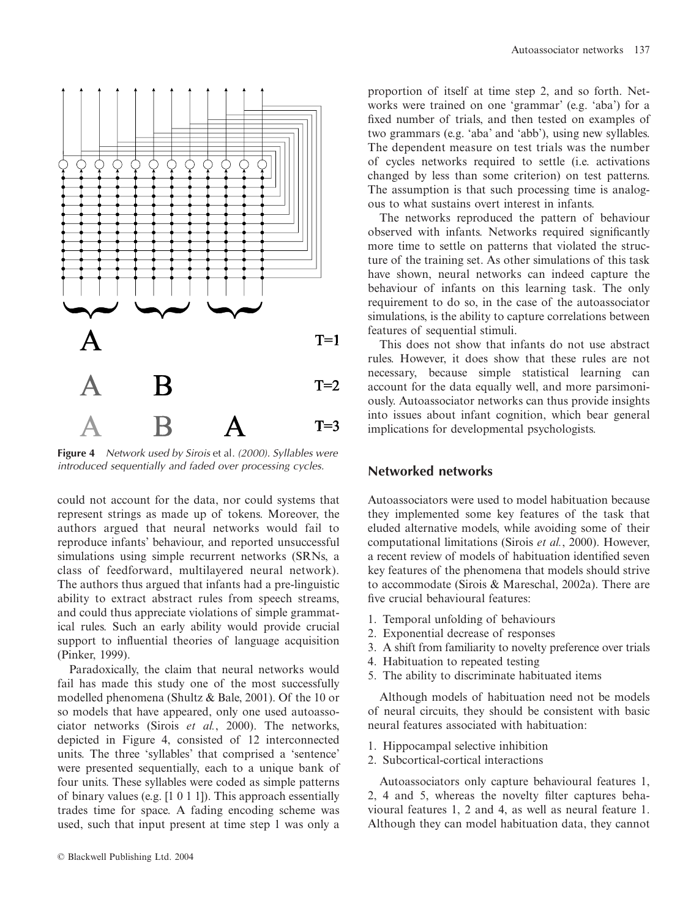A T=1

A B T=2

A B A T=3

**Figure 4** *Network used by Sirois* et al. *(2000). Syllables were introduced sequentially and faded over processing cycles.*

could not account for the data, nor could systems that represent strings as made up of tokens. Moreover, the authors argued that neural networks would fail to reproduce infants' behaviour, and reported unsuccessful simulations using simple recurrent networks (SRNs, a class of feedforward, multilayered neural network). The authors thus argued that infants had a pre-linguistic ability to extract abstract rules from speech streams, and could thus appreciate violations of simple grammatical rules. Such an early ability would provide crucial support to influential theories of language acquisition (Pinker, 1999).

Paradoxically, the claim that neural networks would fail has made this study one of the most successfully modelled phenomena (Shultz & Bale, 2001). Of the 10 or so models that have appeared, only one used autoassociator networks (Sirois *et al.*, 2000). The networks, depicted in Figure 4, consisted of 12 interconnected units. The three 'syllables' that comprised a 'sentence' were presented sequentially, each to a unique bank of four units. These syllables were coded as simple patterns of binary values (e.g. [1 0 1 1]). This approach essentially trades time for space. A fading encoding scheme was used, such that input present at time step 1 was only a proportion of itself at time step 2, and so forth. Networks were trained on one 'grammar' (e.g. 'aba') for a fixed number of trials, and then tested on examples of two grammars (e.g. 'aba' and 'abb'), using new syllables. The dependent measure on test trials was the number of cycles networks required to settle (i.e. activations changed by less than some criterion) on test patterns. The assumption is that such processing time is analogous to what sustains overt interest in infants.

The networks reproduced the pattern of behaviour observed with infants. Networks required significantly more time to settle on patterns that violated the structure of the training set. As other simulations of this task have shown, neural networks can indeed capture the behaviour of infants on this learning task. The only requirement to do so, in the case of the autoassociator simulations, is the ability to capture correlations between features of sequential stimuli.

This does not show that infants do not use abstract rules. However, it does show that these rules are not necessary, because simple statistical learning can account for the data equally well, and more parsimoniously. Autoassociator networks can thus provide insights into issues about infant cognition, which bear general implications for developmental psychologists.

## Networked networks

Autoassociators were used to model habituation because they implemented some key features of the task that eluded alternative models, while avoiding some of their computational limitations (Sirois *et al.*, 2000). However, a recent review of models of habituation identified seven key features of the phenomena that models should strive to accommodate (Sirois & Mareschal, 2002a). There are five crucial behavioural features:

1. Temporal unfolding of behaviours
2. Exponential decrease of responses
3. A shift from familiarity to novelty preference over trials
4. Habituation to repeated testing
5. The ability to discriminate habituated items

Although models of habituation need not be models of neural circuits, they should be consistent with basic neural features associated with habituation:

1. Hippocampal selective inhibition
2. Subcortical-cortical interactions

Autoassociators only capture behavioural features 1, 2, 4 and 5, whereas the novelty filter captures behavioural features 1, 2 and 4, as well as neural feature 1. Although they can model habituation data, they cannot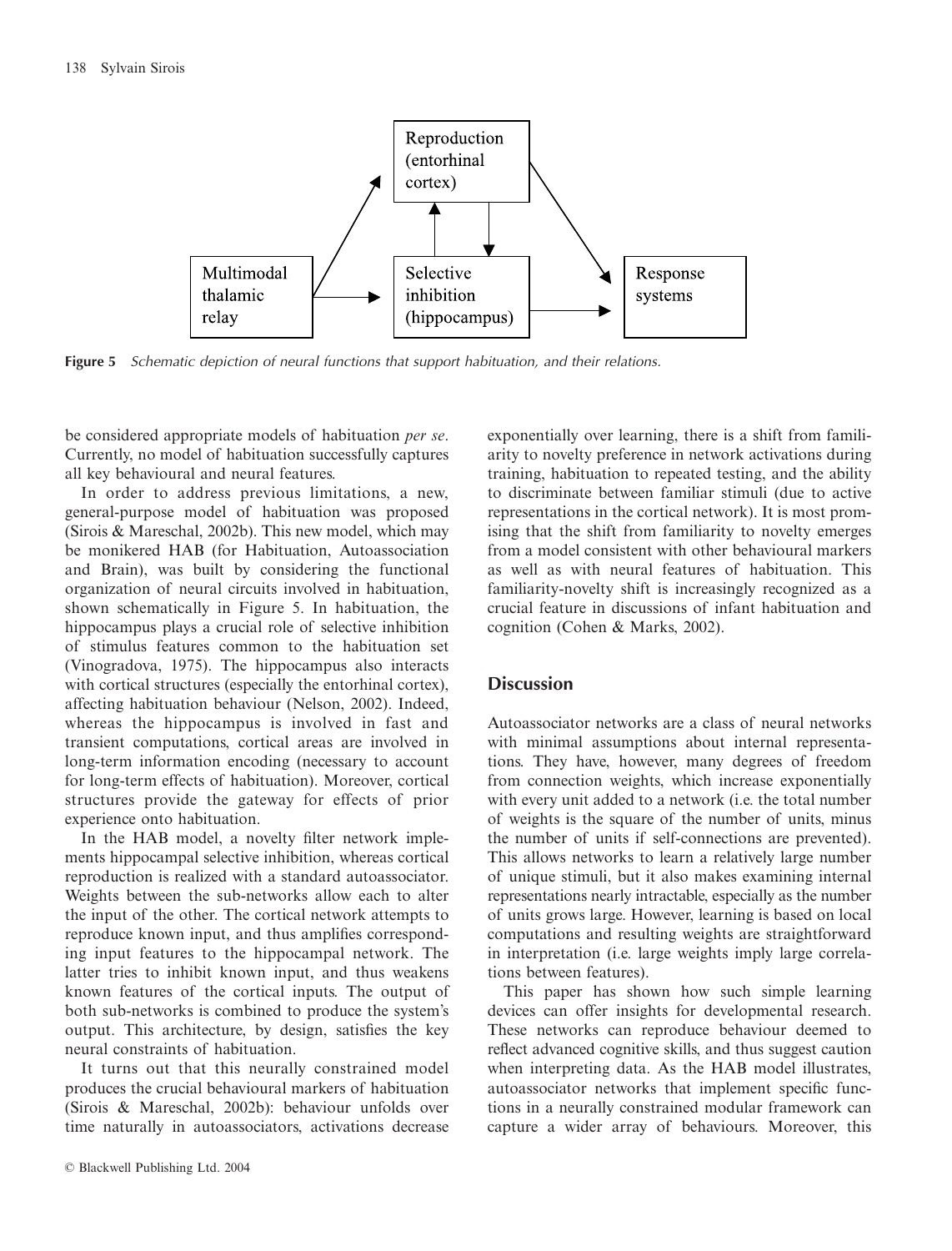Reproduction (entorhinal cortex)

Multimodal thalamic relay

Selective inhibition (hippocampus)

Response systems

**Figure 5** *Schematic depiction of neural functions that support habituation, and their relations.*

be considered appropriate models of habituation *per se*. Currently, no model of habituation successfully captures all key behavioural and neural features.

In order to address previous limitations, a new, general-purpose model of habituation was proposed (Sirois & Mareschal, 2002b). This new model, which may be monikered HAB (for Habituation, Autoassociation and Brain), was built by considering the functional organization of neural circuits involved in habituation, shown schematically in Figure 5. In habituation, the hippocampus plays a crucial role of selective inhibition of stimulus features common to the habituation set (Vinogradova, 1975). The hippocampus also interacts with cortical structures (especially the entorhinal cortex), affecting habituation behaviour (Nelson, 2002). Indeed, whereas the hippocampus is involved in fast and transient computations, cortical areas are involved in long-term information encoding (necessary to account for long-term effects of habituation). Moreover, cortical structures provide the gateway for effects of prior experience onto habituation.

In the HAB model, a novelty filter network implements hippocampal selective inhibition, whereas cortical reproduction is realized with a standard autoassociator. Weights between the sub-networks allow each to alter the input of the other. The cortical network attempts to reproduce known input, and thus amplifies corresponding input features to the hippocampal network. The latter tries to inhibit known input, and thus weakens known features of the cortical inputs. The output of both sub-networks is combined to produce the system's output. This architecture, by design, satisfies the key neural constraints of habituation.

It turns out that this neurally constrained model produces the crucial behavioural markers of habituation (Sirois & Mareschal, 2002b): behaviour unfolds over time naturally in autoassociators, activations decrease exponentially over learning, there is a shift from familiarity to novelty preference in network activations during training, habituation to repeated testing, and the ability to discriminate between familiar stimuli (due to active representations in the cortical network). It is most promising that the shift from familiarity to novelty emerges from a model consistent with other behavioural markers as well as with neural features of habituation. This familiarity-novelty shift is increasingly recognized as a crucial feature in discussions of infant habituation and cognition (Cohen & Marks, 2002).

## Discussion

Autoassociator networks are a class of neural networks with minimal assumptions about internal representations. They have, however, many degrees of freedom from connection weights, which increase exponentially with every unit added to a network (i.e. the total number of weights is the square of the number of units, minus the number of units if self-connections are prevented). This allows networks to learn a relatively large number of unique stimuli, but it also makes examining internal representations nearly intractable, especially as the number of units grows large. However, learning is based on local computations and resulting weights are straightforward in interpretation (i.e. large weights imply large correlations between features).

This paper has shown how such simple learning devices can offer insights for developmental research. These networks can reproduce behaviour deemed to reflect advanced cognitive skills, and thus suggest caution when interpreting data. As the HAB model illustrates, autoassociator networks that implement specific functions in a neurally constrained modular framework can capture a wider array of behaviours. Moreover, this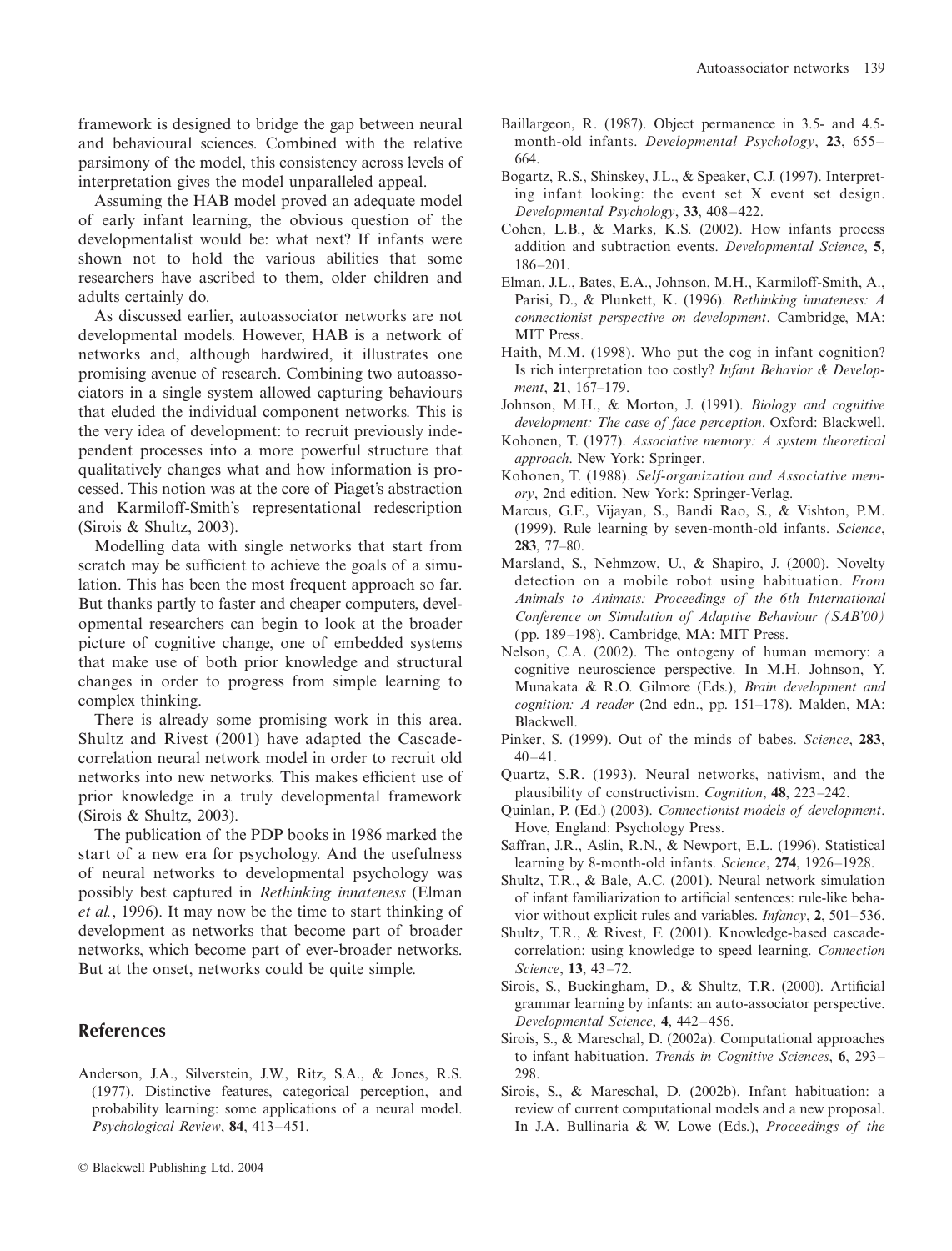framework is designed to bridge the gap between neural and behavioural sciences. Combined with the relative parsimony of the model, this consistency across levels of interpretation gives the model unparalleled appeal.

Assuming the HAB model proved an adequate model of early infant learning, the obvious question of the developmentalist would be: what next? If infants were shown not to hold the various abilities that some researchers have ascribed to them, older children and adults certainly do.

As discussed earlier, autoassociator networks are not developmental models. However, HAB is a network of networks and, although hardwired, it illustrates one promising avenue of research. Combining two autoassociators in a single system allowed capturing behaviours that eluded the individual component networks. This is the very idea of development: to recruit previously independent processes into a more powerful structure that qualitatively changes what and how information is processed. This notion was at the core of Piaget's abstraction and Karmiloff-Smith's representational redescription (Sirois & Shultz, 2003).

Modelling data with single networks that start from scratch may be sufficient to achieve the goals of a simulation. This has been the most frequent approach so far. But thanks partly to faster and cheaper computers, developmental researchers can begin to look at the broader picture of cognitive change, one of embedded systems that make use of both prior knowledge and structural changes in order to progress from simple learning to complex thinking.

There is already some promising work in this area. Shultz and Rivest (2001) have adapted the Cascade-correlation neural network model in order to recruit old networks into new networks. This makes efficient use of prior knowledge in a truly developmental framework (Sirois & Shultz, 2003).

The publication of the PDP books in 1986 marked the start of a new era for psychology. And the usefulness of neural networks to developmental psychology was possibly best captured in *Rethinking innateness* (Elman *et al.*, 1996). It may now be the time to start thinking of development as networks that become part of broader networks, which become part of ever-broader networks. But at the onset, networks could be quite simple.

## References

Anderson, J.A., Silverstein, J.W., Ritz, S.A., & Jones, R.S. (1977). Distinctive features, categorical perception, and probability learning: some applications of a neural model. *Psychological Review*, **84**, 413–451.

Baillargeon, R. (1987). Object permanence in 3.5- and 4.5-month-old infants. *Developmental Psychology*, **23**, 655–664.

Bogartz, R.S., Shinskey, J.L., & Speaker, C.J. (1997). Interpreting infant looking: the event set X event set design. *Developmental Psychology*, **33**, 408–422.

Cohen, L.B., & Marks, K.S. (2002). How infants process addition and subtraction events. *Developmental Science*, **5**, 186–201.

Elman, J.L., Bates, E.A., Johnson, M.H., Karmiloff-Smith, A., Parisi, D., & Plunkett, K. (1996). *Rethinking innateness: A connectionist perspective on development*. Cambridge, MA: MIT Press.

Haith, M.M. (1998). Who put the cog in infant cognition? Is rich interpretation too costly? *Infant Behavior & Development*, **21**, 167–179.

Johnson, M.H., & Morton, J. (1991). *Biology and cognitive development: The case of face perception*. Oxford: Blackwell.

Kohonen, T. (1977). *Associative memory: A system theoretical approach*. New York: Springer.

Kohonen, T. (1988). *Self-organization and Associative memory*, 2nd edition. New York: Springer-Verlag.

Marcus, G.F., Vijayan, S., Bandi Rao, S., & Vishton, P.M. (1999). Rule learning by seven-month-old infants. *Science*, **283**, 77–80.

Marsland, S., Nehmzow, U., & Shapiro, J. (2000). Novelty detection on a mobile robot using habituation. *From Animals to Animats: Proceedings of the 6th International Conference on Simulation of Adaptive Behaviour (SAB'00)* (pp. 189–198). Cambridge, MA: MIT Press.

Nelson, C.A. (2002). The ontogeny of human memory: a cognitive neuroscience perspective. In M.H. Johnson, Y. Munakata & R.O. Gilmore (Eds.), *Brain development and cognition: A reader* (2nd edn., pp. 151–178). Malden, MA: Blackwell.

Pinker, S. (1999). Out of the minds of babes. *Science*, **283**, 40–41.

Quartz, S.R. (1993). Neural networks, nativism, and the plausibility of constructivism. *Cognition*, **48**, 223–242.

Quinlan, P. (Ed.) (2003). *Connectionist models of development*. Hove, England: Psychology Press.

Saffran, J.R., Aslin, R.N., & Newport, E.L. (1996). Statistical learning by 8-month-old infants. *Science*, **274**, 1926–1928.

Shultz, T.R., & Bale, A.C. (2001). Neural network simulation of infant familiarization to artificial sentences: rule-like behavior without explicit rules and variables. *Infancy*, **2**, 501–536.

Shultz, T.R., & Rivest, F. (2001). Knowledge-based cascade-correlation: using knowledge to speed learning. *Connection Science*, **13**, 43–72.

Sirois, S., Buckingham, D., & Shultz, T.R. (2000). Artificial grammar learning by infants: an auto-associator perspective. *Developmental Science*, **4**, 442–456.

Sirois, S., & Mareschal, D. (2002a). Computational approaches to infant habituation. *Trends in Cognitive Sciences*, **6**, 293–298.

Sirois, S., & Mareschal, D. (2002b). Infant habituation: a review of current computational models and a new proposal. In J.A. Bullinaria & W. Lowe (Eds.), *Proceedings of the*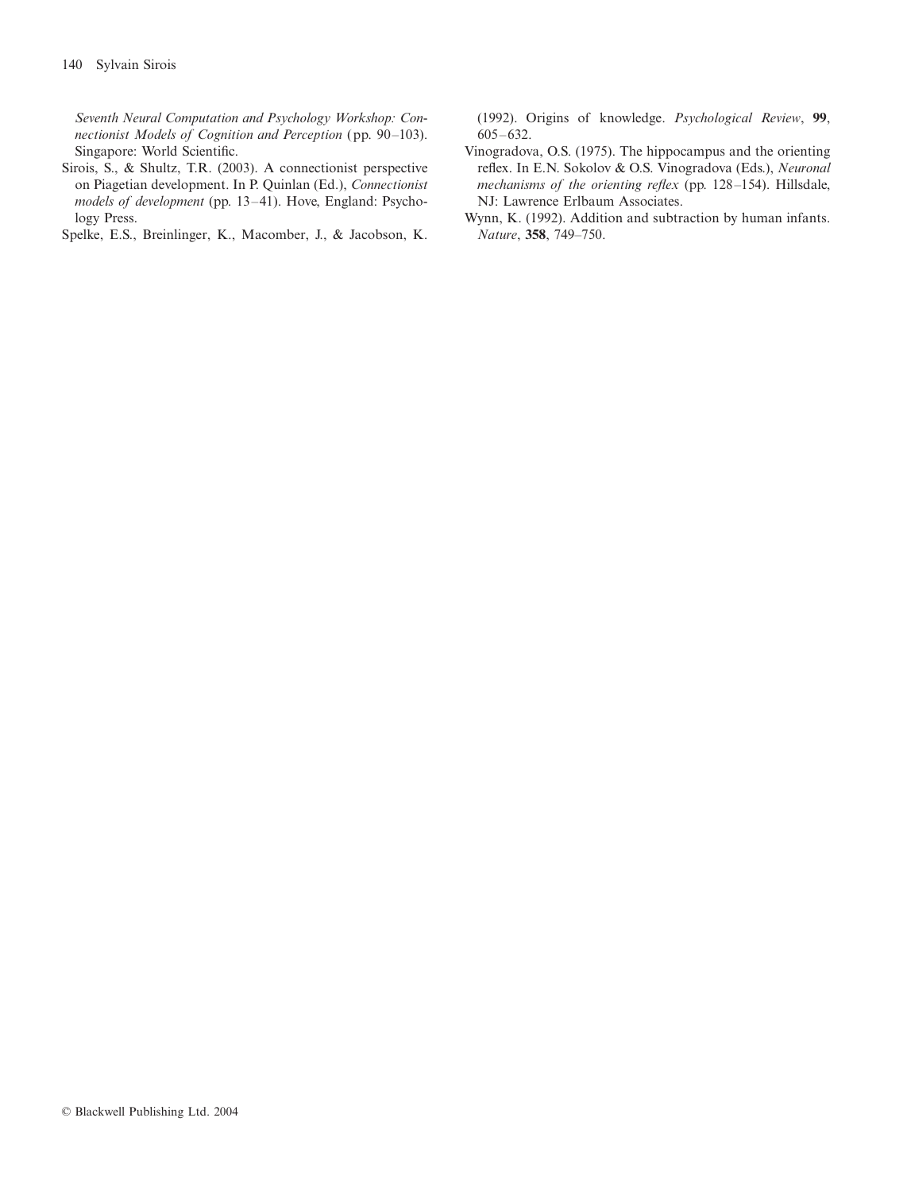*Seventh Neural Computation and Psychology Workshop: Connectionist Models of Cognition and Perception* (pp. 90–103). Singapore: World Scientific.

Sirois, S., & Shultz, T.R. (2003). A connectionist perspective on Piagetian development. In P. Quinlan (Ed.), *Connectionist models of development* (pp. 13–41). Hove, England: Psychology Press.

Spelke, E.S., Breinlinger, K., Macomber, J., & Jacobson, K. (1992). Origins of knowledge. *Psychological Review*, **99**, 605–632.

Vinogradova, O.S. (1975). The hippocampus and the orienting reflex. In E.N. Sokolov & O.S. Vinogradova (Eds.), *Neuronal mechanisms of the orienting reflex* (pp. 128–154). Hillsdale, NJ: Lawrence Erlbaum Associates.

Wynn, K. (1992). Addition and subtraction by human infants. *Nature*, **358**, 749–750.